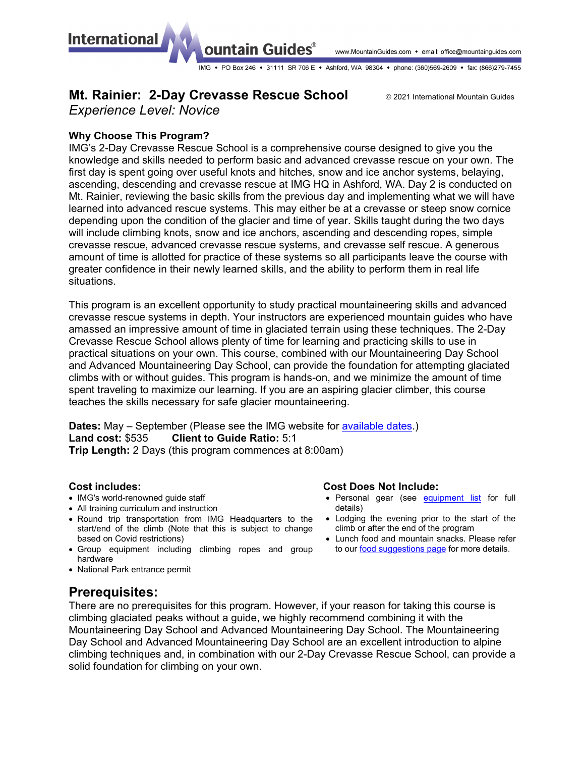International Mountain Guides®

www.MountainGuides.com • email: office@mountainguides.com

IMG • PO Box 246 • 31111 SR 706 E • Ashford, WA 98304 • phone: (360)569-2609 • fax: (866)279-7455

# Mt. Rainier: 2-Day Crevasse Rescue School

© 2021 International Mountain Guides

*Experience Level: Novice*

### Why Choose This Program?

IMG's 2-Day Crevasse Rescue School is a comprehensive course designed to give you the knowledge and skills needed to perform basic and advanced crevasse rescue on your own. The first day is spent going over useful knots and hitches, snow and ice anchor systems, belaying, ascending, descending and crevasse rescue at IMG HQ in Ashford, WA. Day 2 is conducted on Mt. Rainier, reviewing the basic skills from the previous day and implementing what we will have learned into advanced rescue systems. This may either be at a crevasse or steep snow cornice depending upon the condition of the glacier and time of year. Skills taught during the two days will include climbing knots, snow and ice anchors, ascending and descending ropes, simple crevasse rescue, advanced crevasse rescue systems, and crevasse self rescue. A generous amount of time is allotted for practice of these systems so all participants leave the course with greater confidence in their newly learned skills, and the ability to perform them in real life situations.

This program is an excellent opportunity to study practical mountaineering skills and advanced crevasse rescue systems in depth. Your instructors are experienced mountain guides who have amassed an impressive amount of time in glaciated terrain using these techniques. The 2-Day Crevasse Rescue School allows plenty of time for learning and practicing skills to use in practical situations on your own. This course, combined with our Mountaineering Day School and Advanced Mountaineering Day School, can provide the foundation for attempting glaciated climbs with or without guides. This program is hands-on, and we minimize the amount of time spent traveling to maximize our learning. If you are an aspiring glacier climber, this course teaches the skills necessary for safe glacier mountaineering.

**Dates:** May – September (Please see the IMG website for available dates.)
**Land cost:** $535 **Client to Guide Ratio:** 5:1
**Trip Length:** 2 Days (this program commences at 8:00am)

### Cost includes:

- IMG's world-renowned guide staff
- All training curriculum and instruction
- Round trip transportation from IMG Headquarters to the start/end of the climb (Note that this is subject to change based on Covid restrictions)
- Group equipment including climbing ropes and group hardware
- National Park entrance permit

### Cost Does Not Include:

- Personal gear (see equipment list for full details)
- Lodging the evening prior to the start of the climb or after the end of the program
- Lunch food and mountain snacks. Please refer to our food suggestions page for more details.

## Prerequisites:

There are no prerequisites for this program. However, if your reason for taking this course is climbing glaciated peaks without a guide, we highly recommend combining it with the Mountaineering Day School and Advanced Mountaineering Day School. The Mountaineering Day School and Advanced Mountaineering Day School are an excellent introduction to alpine climbing techniques and, in combination with our 2-Day Crevasse Rescue School, can provide a solid foundation for climbing on your own.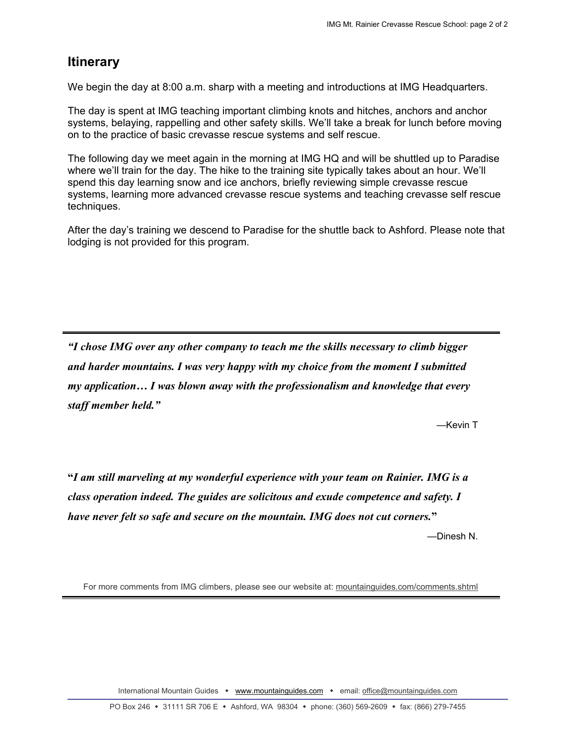## Itinerary

We begin the day at 8:00 a.m. sharp with a meeting and introductions at IMG Headquarters.

The day is spent at IMG teaching important climbing knots and hitches, anchors and anchor systems, belaying, rappelling and other safety skills. We'll take a break for lunch before moving on to the practice of basic crevasse rescue systems and self rescue.

The following day we meet again in the morning at IMG HQ and will be shuttled up to Paradise where we'll train for the day. The hike to the training site typically takes about an hour. We'll spend this day learning snow and ice anchors, briefly reviewing simple crevasse rescue systems, learning more advanced crevasse rescue systems and teaching crevasse self rescue techniques.

After the day's training we descend to Paradise for the shuttle back to Ashford. Please note that lodging is not provided for this program.

---

***"I chose IMG over any other company to teach me the skills necessary to climb bigger and harder mountains. I was very happy with my choice from the moment I submitted my application… I was blown away with the professionalism and knowledge that every staff member held."***

—Kevin T

**"*I am still marveling at my wonderful experience with your team on Rainier. IMG is a class operation indeed. The guides are solicitous and exude competence and safety. I have never felt so safe and secure on the mountain. IMG does not cut corners.*"**

—Dinesh N.

For more comments from IMG climbers, please see our website at: mountainguides.com/comments.shtml

---

International Mountain Guides • www.mountainguides.com • email: office@mountainguides.com

PO Box 246 • 31111 SR 706 E • Ashford, WA 98304 • phone: (360) 569-2609 • fax: (866) 279-7455